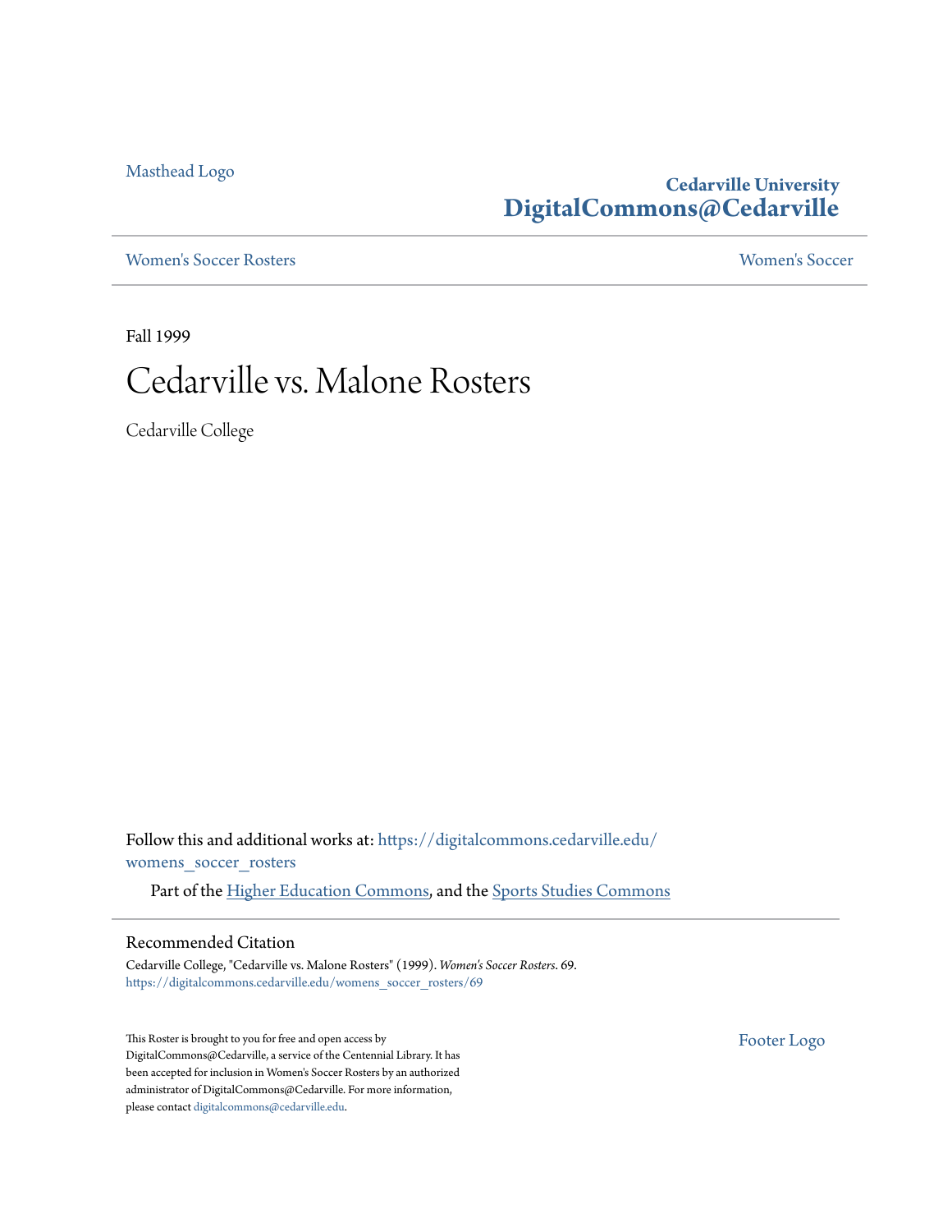Masthead Logo

**Cedarville University**
**DigitalCommons@Cedarville**

Women's Soccer Rosters | Women's Soccer

Fall 1999

# Cedarville vs. Malone Rosters

Cedarville College

Follow this and additional works at: https://digitalcommons.cedarville.edu/womens_soccer_rosters

Part of the Higher Education Commons, and the Sports Studies Commons

## Recommended Citation

Cedarville College, "Cedarville vs. Malone Rosters" (1999). *Women's Soccer Rosters*. 69.
https://digitalcommons.cedarville.edu/womens_soccer_rosters/69

This Roster is brought to you for free and open access by DigitalCommons@Cedarville, a service of the Centennial Library. It has been accepted for inclusion in Women's Soccer Rosters by an authorized administrator of DigitalCommons@Cedarville. For more information, please contact digitalcommons@cedarville.edu.

Footer Logo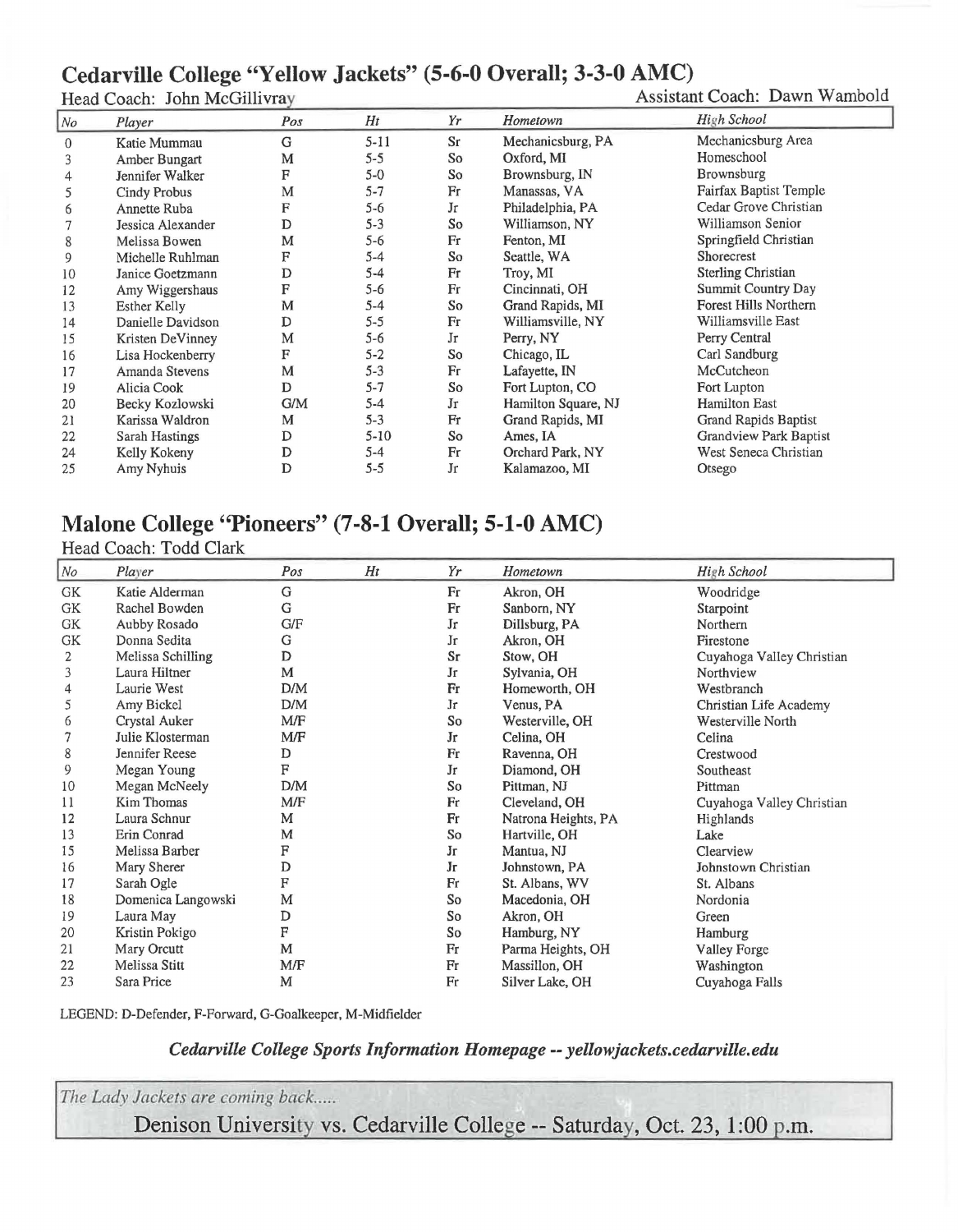## Cedarville College "Yellow Jackets" (5-6-0 Overall; 3-3-0 AMC)

Head Coach: John McGillivray — Assistant Coach: Dawn Wambold

| No | Player | Pos | Ht | Yr | Hometown | High School |
| --- | --- | --- | --- | --- | --- | --- |
| 0 | Katie Mummau | G | 5-11 | Sr | Mechanicsburg, PA | Mechanicsburg Area |
| 3 | Amber Bungart | M | 5-5 | So | Oxford, MI | Homeschool |
| 4 | Jennifer Walker | F | 5-0 | So | Brownsburg, IN | Brownsburg |
| 5 | Cindy Probus | M | 5-7 | Fr | Manassas, VA | Fairfax Baptist Temple |
| 6 | Annette Ruba | F | 5-6 | Jr | Philadelphia, PA | Cedar Grove Christian |
| 7 | Jessica Alexander | D | 5-3 | So | Williamson, NY | Williamson Senior |
| 8 | Melissa Bowen | M | 5-6 | Fr | Fenton, MI | Springfield Christian |
| 9 | Michelle Ruhlman | F | 5-4 | So | Seattle, WA | Shorecrest |
| 10 | Janice Goetzmann | D | 5-4 | Fr | Troy, MI | Sterling Christian |
| 12 | Amy Wiggershaus | F | 5-6 | Fr | Cincinnati, OH | Summit Country Day |
| 13 | Esther Kelly | M | 5-4 | So | Grand Rapids, MI | Forest Hills Northern |
| 14 | Danielle Davidson | D | 5-5 | Fr | Williamsville, NY | Williamsville East |
| 15 | Kristen DeVinney | M | 5-6 | Jr | Perry, NY | Perry Central |
| 16 | Lisa Hockenberry | F | 5-2 | So | Chicago, IL | Carl Sandburg |
| 17 | Amanda Stevens | M | 5-3 | Fr | Lafayette, IN | McCutcheon |
| 19 | Alicia Cook | D | 5-7 | So | Fort Lupton, CO | Fort Lupton |
| 20 | Becky Kozlowski | G/M | 5-4 | Jr | Hamilton Square, NJ | Hamilton East |
| 21 | Karissa Waldron | M | 5-3 | Fr | Grand Rapids, MI | Grand Rapids Baptist |
| 22 | Sarah Hastings | D | 5-10 | So | Ames, IA | Grandview Park Baptist |
| 24 | Kelly Kokeny | D | 5-4 | Fr | Orchard Park, NY | West Seneca Christian |
| 25 | Amy Nyhuis | D | 5-5 | Jr | Kalamazoo, MI | Otsego |

## Malone College "Pioneers" (7-8-1 Overall; 5-1-0 AMC)

Head Coach: Todd Clark

| No | Player | Pos | Ht | Yr | Hometown | High School |
| --- | --- | --- | --- | --- | --- | --- |
| GK | Katie Alderman | G | | Fr | Akron, OH | Woodridge |
| GK | Rachel Bowden | G | | Fr | Sanborn, NY | Starpoint |
| GK | Aubby Rosado | G/F | | Jr | Dillsburg, PA | Northern |
| GK | Donna Sedita | G | | Jr | Akron, OH | Firestone |
| 2 | Melissa Schilling | D | | Sr | Stow, OH | Cuyahoga Valley Christian |
| 3 | Laura Hiltner | M | | Jr | Sylvania, OH | Northview |
| 4 | Laurie West | D/M | | Fr | Homeworth, OH | Westbranch |
| 5 | Amy Bickel | D/M | | Jr | Venus, PA | Christian Life Academy |
| 6 | Crystal Auker | M/F | | So | Westerville, OH | Westerville North |
| 7 | Julie Klosterman | M/F | | Jr | Celina, OH | Celina |
| 8 | Jennifer Reese | D | | Fr | Ravenna, OH | Crestwood |
| 9 | Megan Young | F | | Jr | Diamond, OH | Southeast |
| 10 | Megan McNeely | D/M | | So | Pittman, NJ | Pittman |
| 11 | Kim Thomas | M/F | | Fr | Cleveland, OH | Cuyahoga Valley Christian |
| 12 | Laura Schnur | M | | Fr | Natrona Heights, PA | Highlands |
| 13 | Erin Conrad | M | | So | Hartville, OH | Lake |
| 15 | Melissa Barber | F | | Jr | Mantua, NJ | Clearview |
| 16 | Mary Sherer | D | | Jr | Johnstown, PA | Johnstown Christian |
| 17 | Sarah Ogle | F | | Fr | St. Albans, WV | St. Albans |
| 18 | Domenica Langowski | M | | So | Macedonia, OH | Nordonia |
| 19 | Laura May | D | | So | Akron, OH | Green |
| 20 | Kristin Pokigo | F | | So | Hamburg, NY | Hamburg |
| 21 | Mary Orcutt | M | | Fr | Parma Heights, OH | Valley Forge |
| 22 | Melissa Stitt | M/F | | Fr | Massillon, OH | Washington |
| 23 | Sara Price | M | | Fr | Silver Lake, OH | Cuyahoga Falls |

LEGEND: D-Defender, F-Forward, G-Goalkeeper, M-Midfielder

***Cedarville College Sports Information Homepage -- yellowjackets.cedarville.edu***

*The Lady Jackets are coming back.....*

Denison University vs. Cedarville College -- Saturday, Oct. 23, 1:00 p.m.